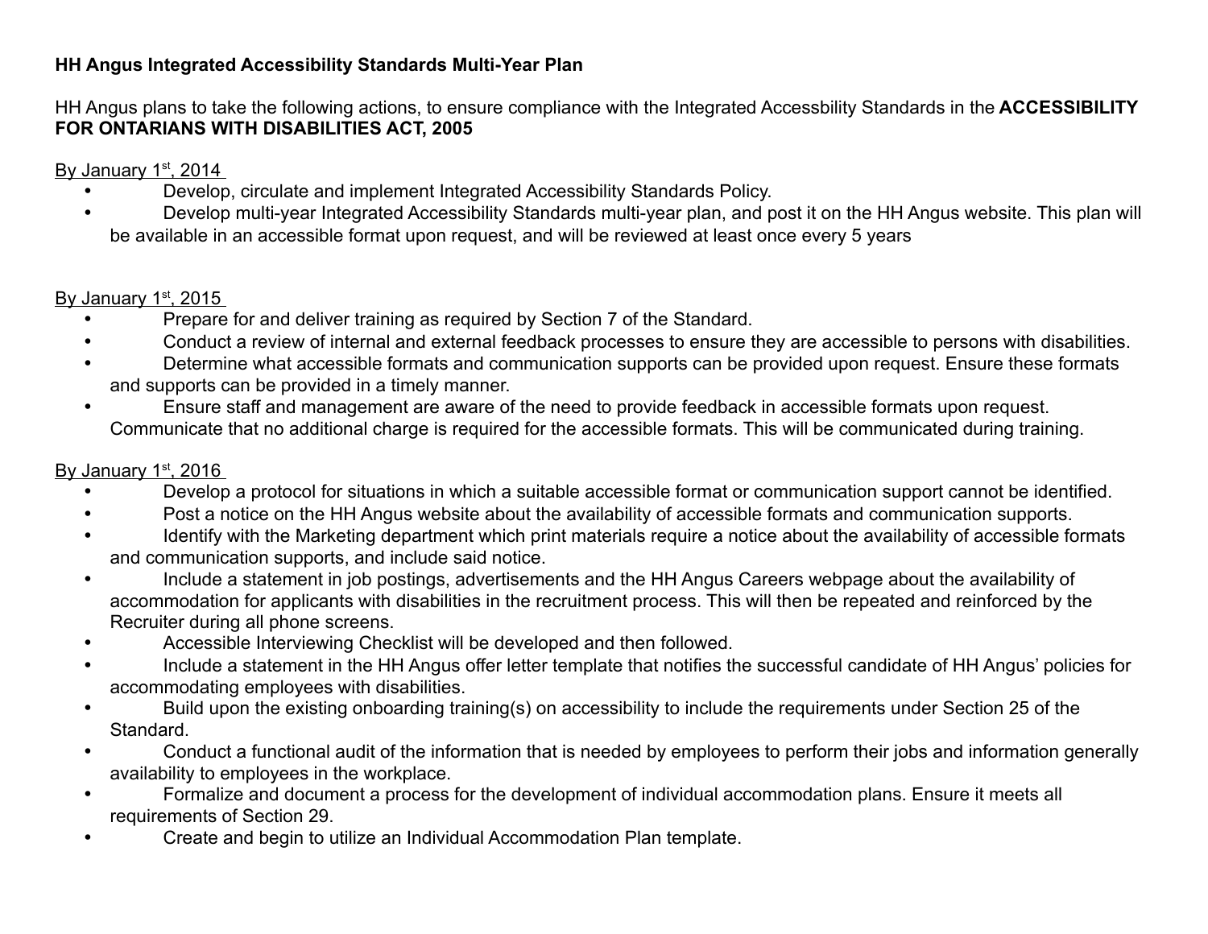**HH Angus Integrated Accessibility Standards Multi-Year Plan**

HH Angus plans to take the following actions, to ensure compliance with the Integrated Accessbility Standards in the **ACCESSIBILITY FOR ONTARIANS WITH DISABILITIES ACT, 2005**

By January 1st, 2014

- Develop, circulate and implement Integrated Accessibility Standards Policy.
- Develop multi-year Integrated Accessibility Standards multi-year plan, and post it on the HH Angus website. This plan will be available in an accessible format upon request, and will be reviewed at least once every 5 years

By January 1st, 2015

- Prepare for and deliver training as required by Section 7 of the Standard.
- Conduct a review of internal and external feedback processes to ensure they are accessible to persons with disabilities.
- Determine what accessible formats and communication supports can be provided upon request. Ensure these formats and supports can be provided in a timely manner.
- Ensure staff and management are aware of the need to provide feedback in accessible formats upon request. Communicate that no additional charge is required for the accessible formats. This will be communicated during training.

By January 1st, 2016

- Develop a protocol for situations in which a suitable accessible format or communication support cannot be identified.
- Post a notice on the HH Angus website about the availability of accessible formats and communication supports.
- Identify with the Marketing department which print materials require a notice about the availability of accessible formats and communication supports, and include said notice.
- Include a statement in job postings, advertisements and the HH Angus Careers webpage about the availability of accommodation for applicants with disabilities in the recruitment process. This will then be repeated and reinforced by the Recruiter during all phone screens.
- Accessible Interviewing Checklist will be developed and then followed.
- Include a statement in the HH Angus offer letter template that notifies the successful candidate of HH Angus' policies for accommodating employees with disabilities.
- Build upon the existing onboarding training(s) on accessibility to include the requirements under Section 25 of the Standard.
- Conduct a functional audit of the information that is needed by employees to perform their jobs and information generally availability to employees in the workplace.
- Formalize and document a process for the development of individual accommodation plans. Ensure it meets all requirements of Section 29.
- Create and begin to utilize an Individual Accommodation Plan template.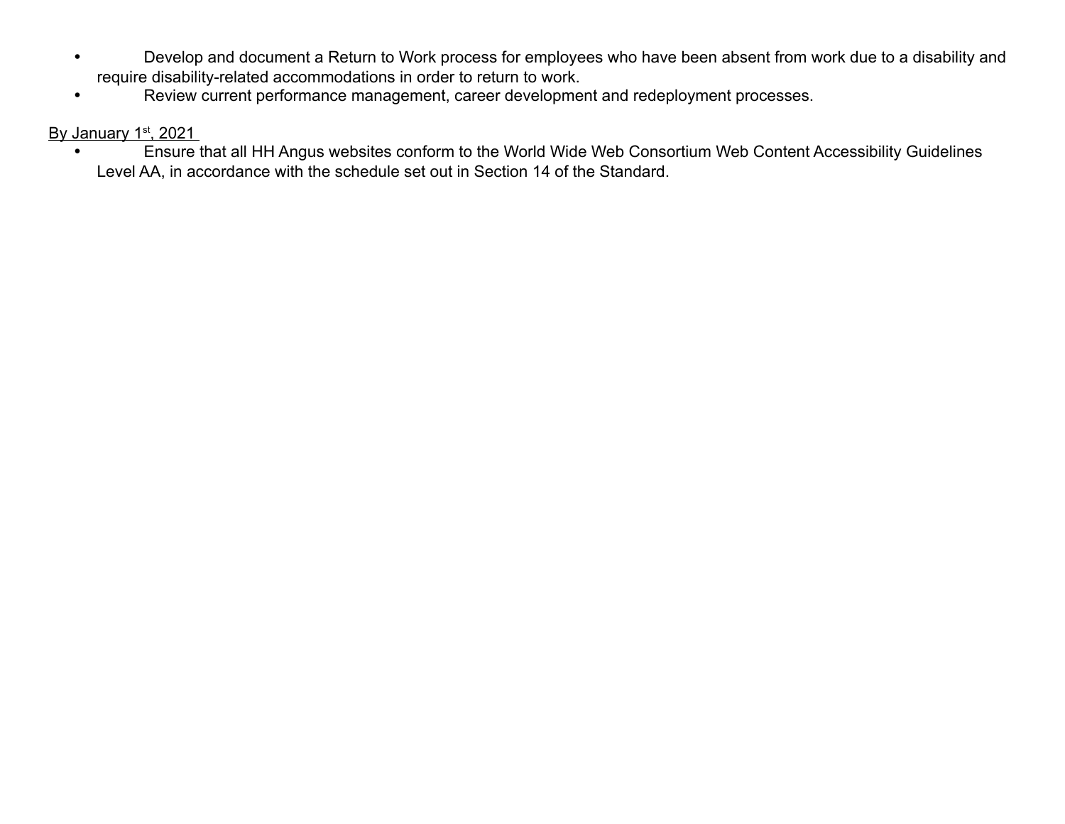- Develop and document a Return to Work process for employees who have been absent from work due to a disability and require disability-related accommodations in order to return to work.
- Review current performance management, career development and redeployment processes.

By January 1st, 2021

- Ensure that all HH Angus websites conform to the World Wide Web Consortium Web Content Accessibility Guidelines Level AA, in accordance with the schedule set out in Section 14 of the Standard.